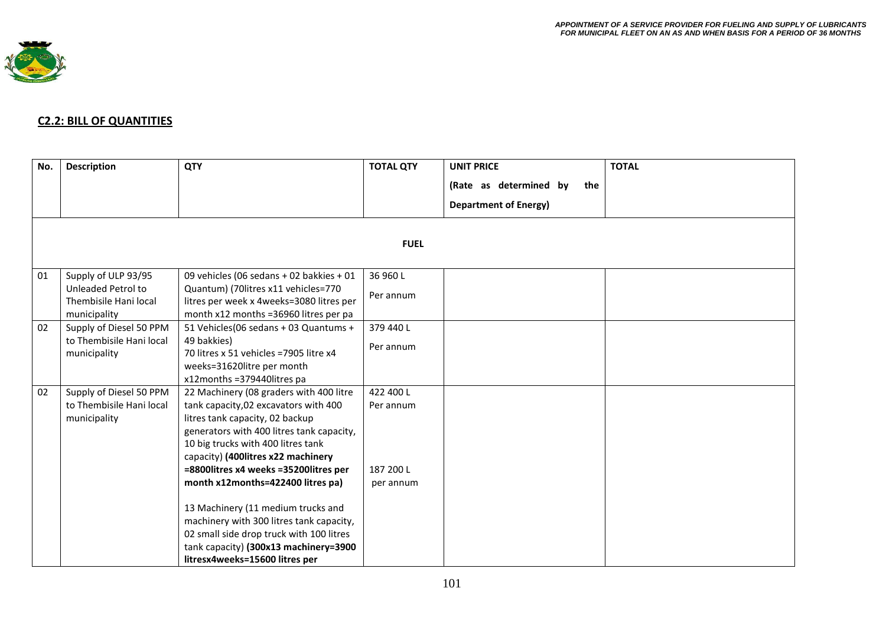## C2.2: BILL OF QUANTITIES

| No. | Description | QTY | TOTAL QTY | UNIT PRICE (Rate as determined by the Department of Energy) | TOTAL |
|---|---|---|---|---|---|
| | | | **FUEL** | | |
| 01 | Supply of ULP 93/95 Unleaded Petrol to Thembisile Hani local municipality | 09 vehicles (06 sedans + 02 bakkies + 01 Quantum) (70litres x11 vehicles=770 litres per week x 4weeks=3080 litres per month x12 months =36960 litres per pa | 36 960 L Per annum | | |
| 02 | Supply of Diesel 50 PPM to Thembisile Hani local municipality | 51 Vehicles(06 sedans + 03 Quantums + 49 bakkies) 70 litres x 51 vehicles =7905 litre x4 weeks=31620litre per month x12months =379440litres pa | 379 440 L Per annum | | |
| 02 | Supply of Diesel 50 PPM to Thembisile Hani local municipality | 22 Machinery (08 graders with 400 litre tank capacity,02 excavators with 400 litres tank capacity, 02 backup generators with 400 litres tank capacity, 10 big trucks with 400 litres tank capacity) **(400litres x22 machinery =8800litres x4 weeks =35200litres per month x12months=422400 litres pa)**<br><br>13 Machinery (11 medium trucks and machinery with 300 litres tank capacity, 02 small side drop truck with 100 litres tank capacity) **(300x13 machinery=3900 litresx4weeks=15600 litres per** | 422 400 L Per annum<br><br>187 200 L per annum | | |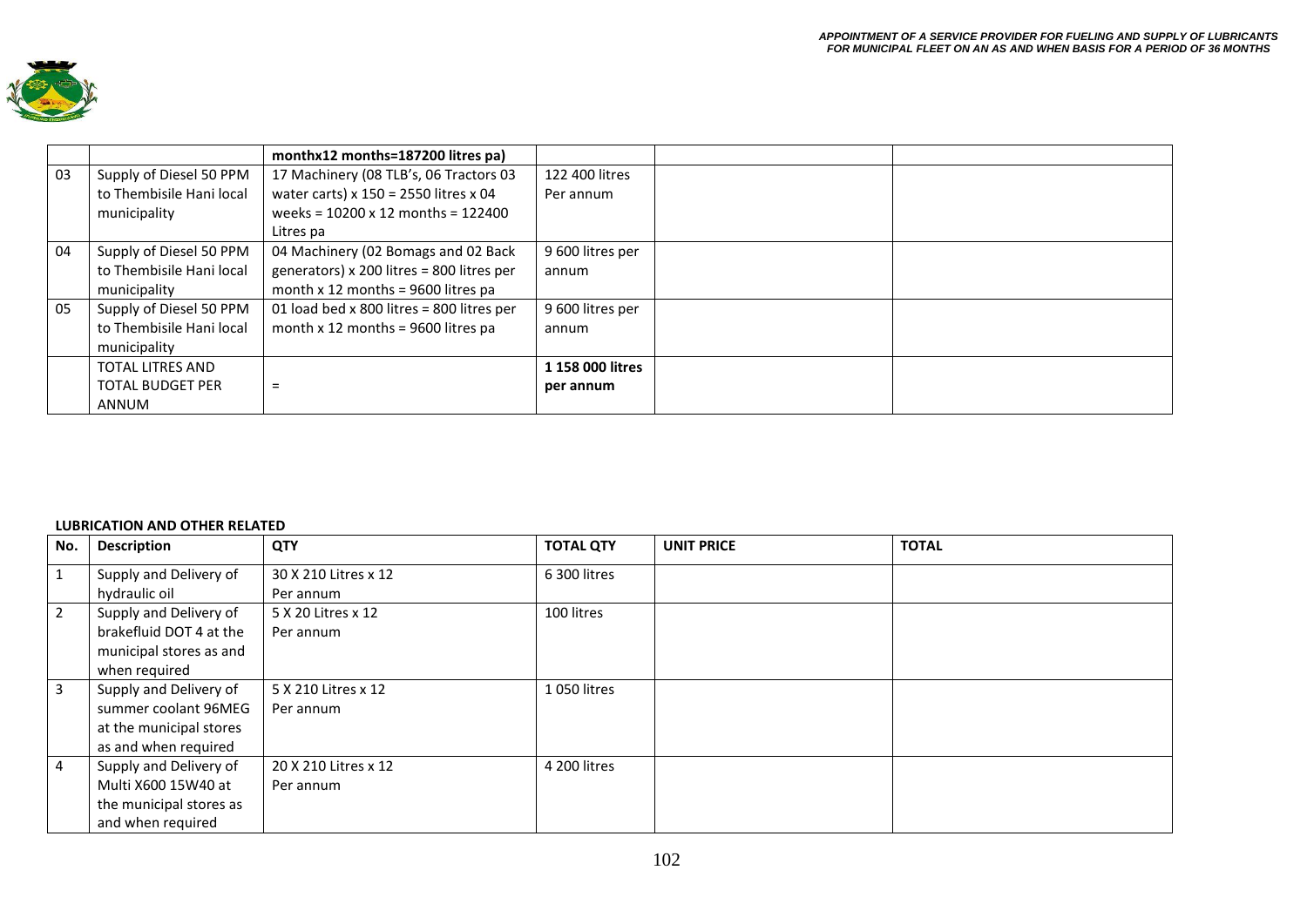|  |  | monthx12 months=187200 litres pa) |  |  |  |
|---|---|---|---|---|---|
| 03 | Supply of Diesel 50 PPM to Thembisile Hani local municipality | 17 Machinery (08 TLB's, 06 Tractors 03 water carts) x 150 = 2550 litres x 04 weeks = 10200 x 12 months = 122400 Litres pa | 122 400 litres Per annum |  |  |
| 04 | Supply of Diesel 50 PPM to Thembisile Hani local municipality | 04 Machinery (02 Bomags and 02 Back generators) x 200 litres = 800 litres per month x 12 months = 9600 litres pa | 9 600 litres per annum |  |  |
| 05 | Supply of Diesel 50 PPM to Thembisile Hani local municipality | 01 load bed x 800 litres = 800 litres per month x 12 months = 9600 litres pa | 9 600 litres per annum |  |  |
|  | TOTAL LITRES AND TOTAL BUDGET PER ANNUM | = | **1 158 000 litres per annum** |  |  |

**LUBRICATION AND OTHER RELATED**

| No. | Description | QTY | TOTAL QTY | UNIT PRICE | TOTAL |
|---|---|---|---|---|---|
| 1 | Supply and Delivery of hydraulic oil | 30 X 210 Litres x 12 Per annum | 6 300 litres |  |  |
| 2 | Supply and Delivery of brakefluid DOT 4 at the municipal stores as and when required | 5 X 20 Litres x 12 Per annum | 100 litres |  |  |
| 3 | Supply and Delivery of summer coolant 96MEG at the municipal stores as and when required | 5 X 210 Litres x 12 Per annum | 1 050 litres |  |  |
| 4 | Supply and Delivery of Multi X600 15W40 at the municipal stores as and when required | 20 X 210 Litres x 12 Per annum | 4 200 litres |  |  |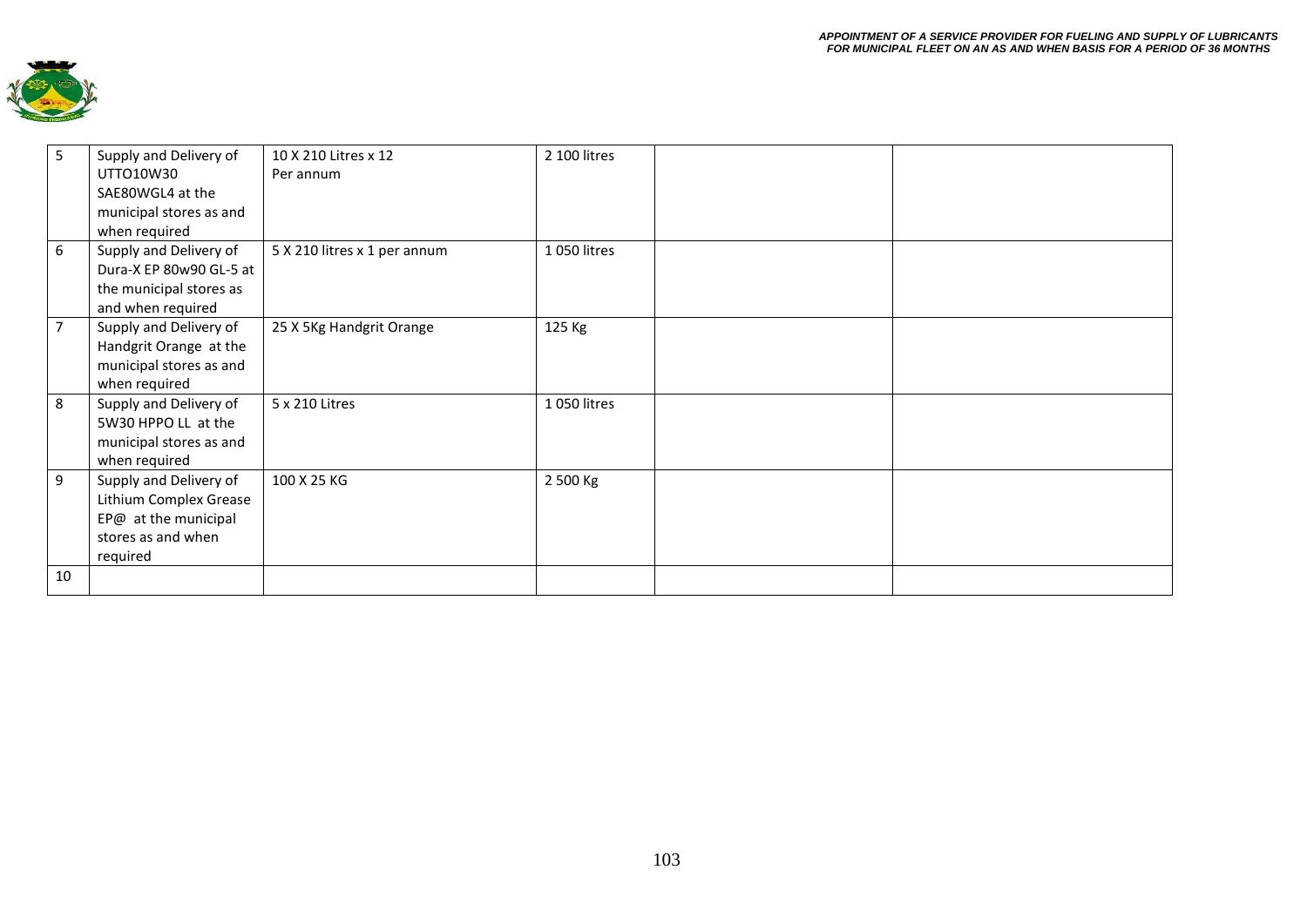| 5 | Supply and Delivery of UTTO10W30 SAE80WGL4 at the municipal stores as and when required | 10 X 210 Litres x 12 Per annum | 2 100 litres | | |
|---|---|---|---|---|---|
| 6 | Supply and Delivery of Dura-X EP 80w90 GL-5 at the municipal stores as and when required | 5 X 210 litres x 1 per annum | 1 050 litres | | |
| 7 | Supply and Delivery of Handgrit Orange at the municipal stores as and when required | 25 X 5Kg Handgrit Orange | 125 Kg | | |
| 8 | Supply and Delivery of 5W30 HPPO LL at the municipal stores as and when required | 5 x 210 Litres | 1 050 litres | | |
| 9 | Supply and Delivery of Lithium Complex Grease EP@ at the municipal stores as and when required | 100 X 25 KG | 2 500 Kg | | |
| 10 | | | | | |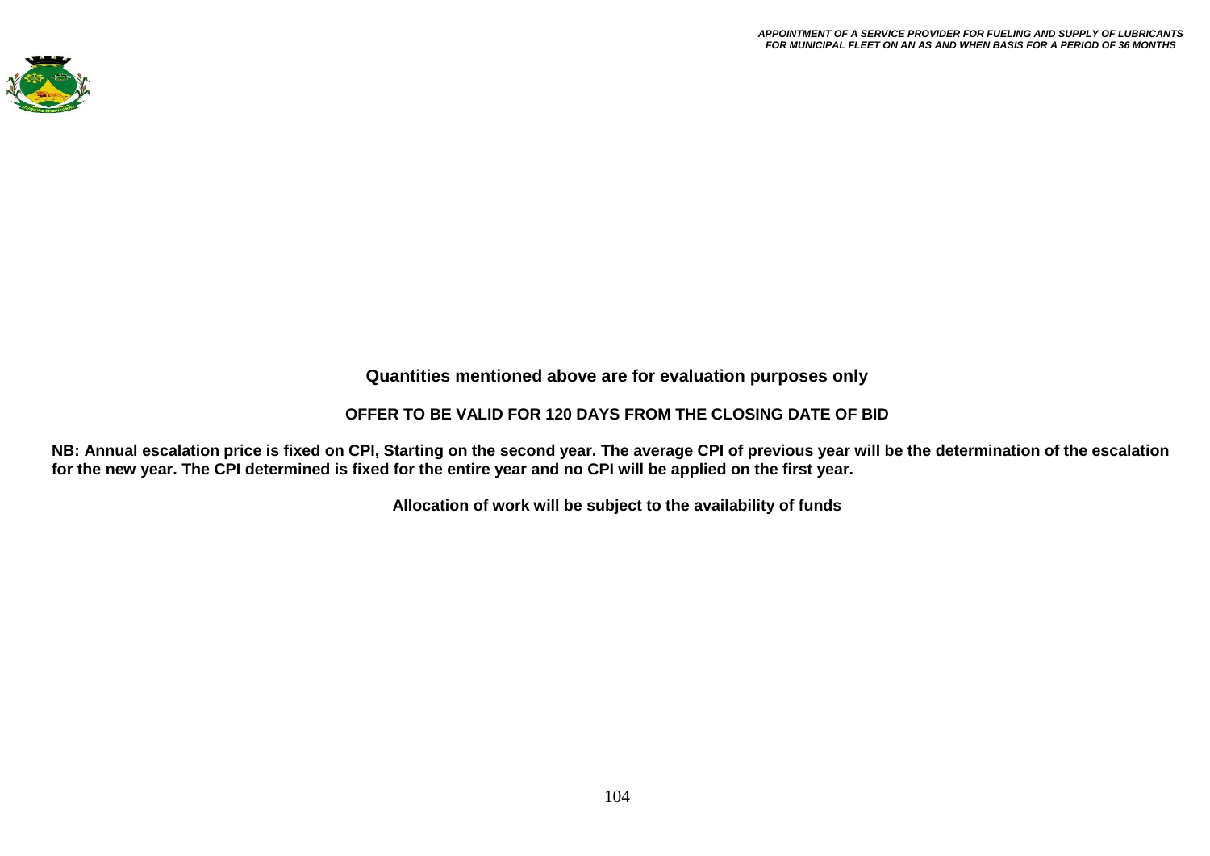**Quantities mentioned above are for evaluation purposes only**

**OFFER TO BE VALID FOR 120 DAYS FROM THE CLOSING DATE OF BID**

**NB: Annual escalation price is fixed on CPI, Starting on the second year. The average CPI of previous year will be the determination of the escalation for the new year. The CPI determined is fixed for the entire year and no CPI will be applied on the first year.**

**Allocation of work will be subject to the availability of funds**